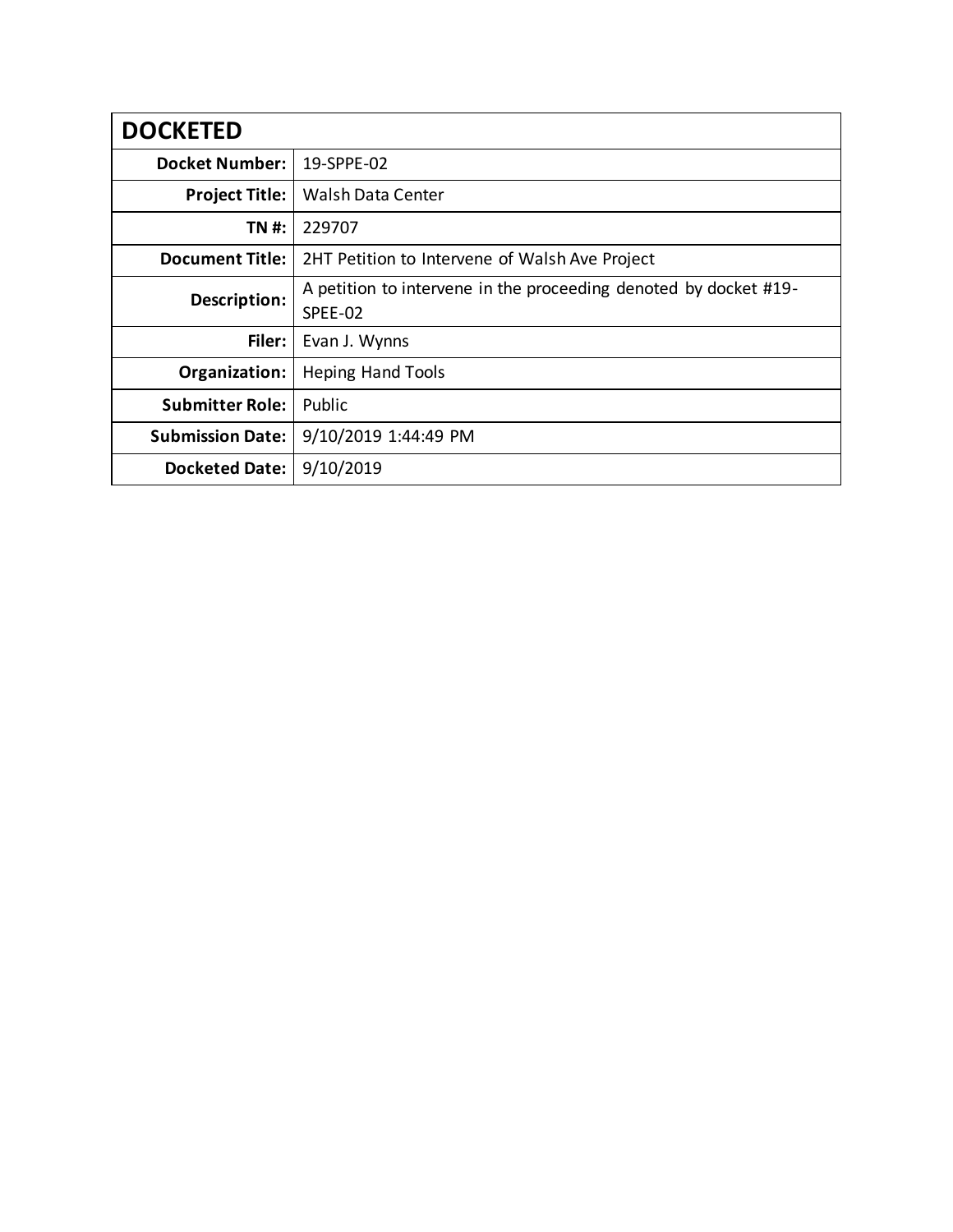| DOCKETED | |
|---|---|
| **Docket Number:** | 19-SPPE-02 |
| **Project Title:** | Walsh Data Center |
| **TN #:** | 229707 |
| **Document Title:** | 2HT Petition to Intervene of Walsh Ave Project |
| **Description:** | A petition to intervene in the proceeding denoted by docket #19-SPEE-02 |
| **Filer:** | Evan J. Wynns |
| **Organization:** | Heping Hand Tools |
| **Submitter Role:** | Public |
| **Submission Date:** | 9/10/2019 1:44:49 PM |
| **Docketed Date:** | 9/10/2019 |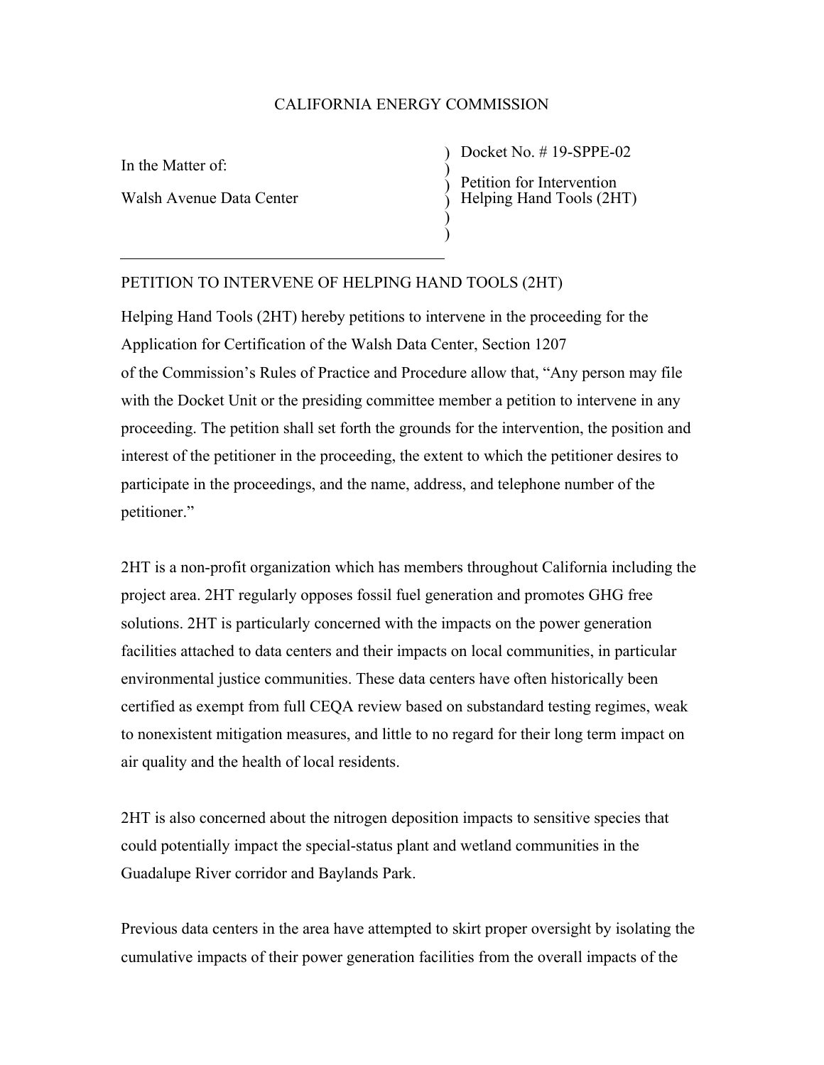CALIFORNIA ENERGY COMMISSION

| In the Matter of: | Docket No. # 19-SPPE-02 |
| --- | --- |
| Walsh Avenue Data Center | Petition for Intervention Helping Hand Tools (2HT) |

PETITION TO INTERVENE OF HELPING HAND TOOLS (2HT)

Helping Hand Tools (2HT) hereby petitions to intervene in the proceeding for the Application for Certification of the Walsh Data Center, Section 1207 of the Commission's Rules of Practice and Procedure allow that, "Any person may file with the Docket Unit or the presiding committee member a petition to intervene in any proceeding. The petition shall set forth the grounds for the intervention, the position and interest of the petitioner in the proceeding, the extent to which the petitioner desires to participate in the proceedings, and the name, address, and telephone number of the petitioner."

2HT is a non-profit organization which has members throughout California including the project area. 2HT regularly opposes fossil fuel generation and promotes GHG free solutions. 2HT is particularly concerned with the impacts on the power generation facilities attached to data centers and their impacts on local communities, in particular environmental justice communities. These data centers have often historically been certified as exempt from full CEQA review based on substandard testing regimes, weak to nonexistent mitigation measures, and little to no regard for their long term impact on air quality and the health of local residents.

2HT is also concerned about the nitrogen deposition impacts to sensitive species that could potentially impact the special-status plant and wetland communities in the Guadalupe River corridor and Baylands Park.

Previous data centers in the area have attempted to skirt proper oversight by isolating the cumulative impacts of their power generation facilities from the overall impacts of the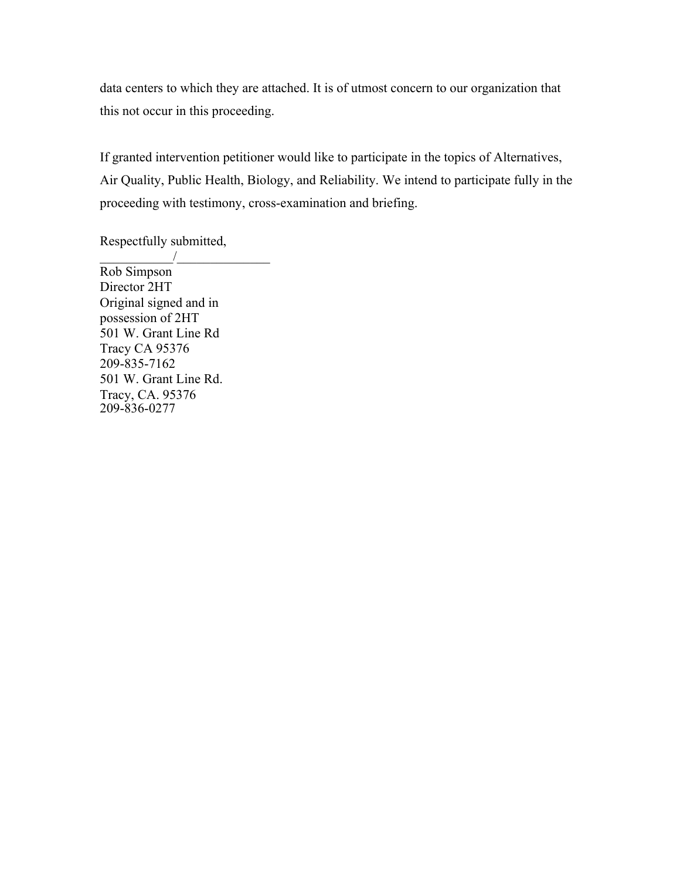data centers to which they are attached. It is of utmost concern to our organization that this not occur in this proceeding.

If granted intervention petitioner would like to participate in the topics of Alternatives, Air Quality, Public Health, Biology, and Reliability. We intend to participate fully in the proceeding with testimony, cross-examination and briefing.

Respectfully submitted,
___________/______________
Rob Simpson
Director 2HT
Original signed and in
possession of 2HT
501 W. Grant Line Rd
Tracy CA 95376
209-835-7162
501 W. Grant Line Rd.
Tracy, CA. 95376
209-836-0277